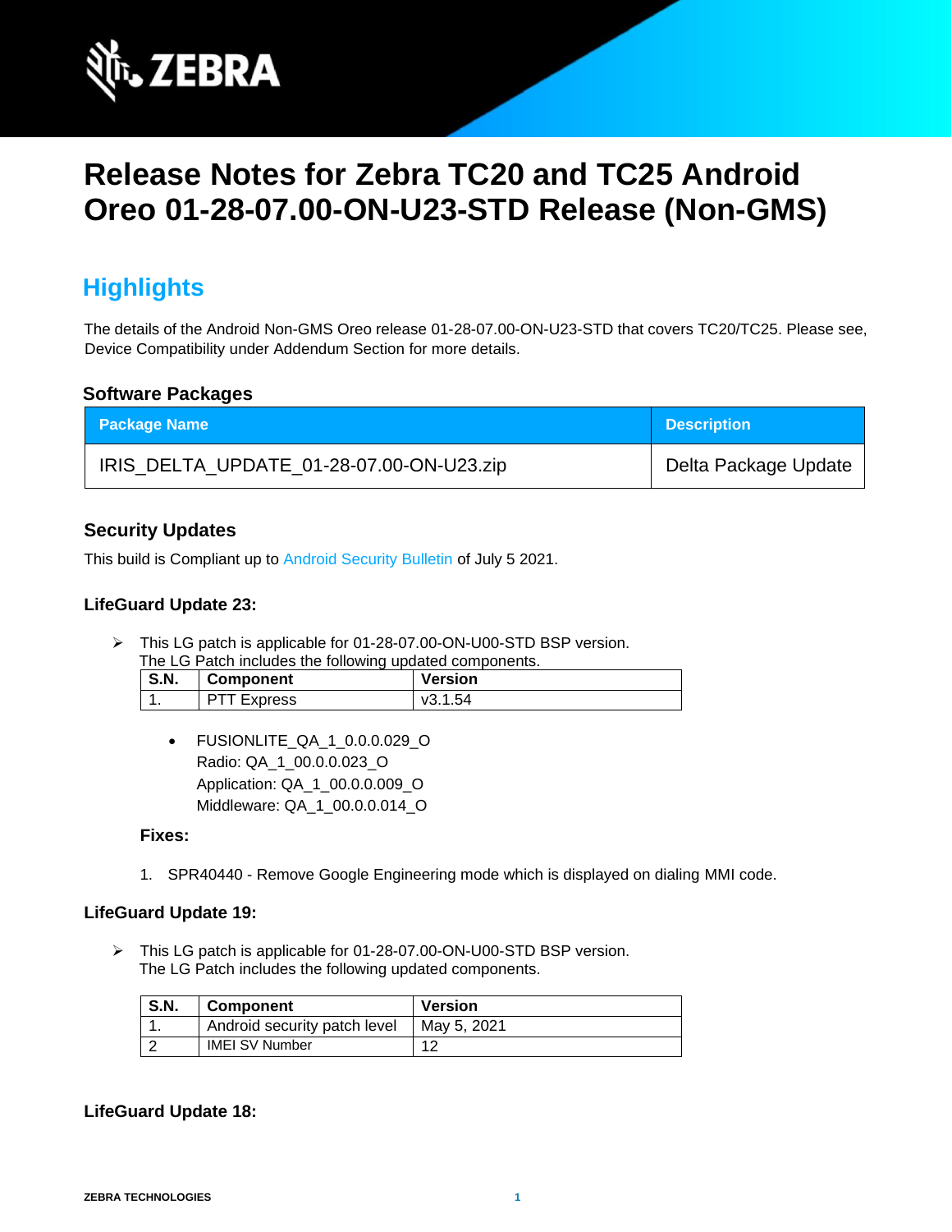# Release Notes for Zebra TC20 and TC25 Android Oreo 01-28-07.00-ON-U23-STD Release (Non-GMS)

## Highlights

The details of the Android Non-GMS Oreo release 01-28-07.00-ON-U23-STD that covers TC20/TC25. Please see, Device Compatibility under Addendum Section for more details.

### Software Packages

| Package Name | Description |
|---|---|
| IRIS_DELTA_UPDATE_01-28-07.00-ON-U23.zip | Delta Package Update |

### Security Updates

This build is Compliant up to Android Security Bulletin of July 5 2021.

### LifeGuard Update 23:

- This LG patch is applicable for 01-28-07.00-ON-U00-STD BSP version.
  The LG Patch includes the following updated components.

| S.N. | Component | Version |
|---|---|---|
| 1. | PTT Express | v3.1.54 |

  - FUSIONLITE_QA_1_0.0.0.029_O
    Radio: QA_1_00.0.0.023_O
    Application: QA_1_00.0.0.009_O
    Middleware: QA_1_00.0.0.014_O

**Fixes:**

1. SPR40440 - Remove Google Engineering mode which is displayed on dialing MMI code.

### LifeGuard Update 19:

- This LG patch is applicable for 01-28-07.00-ON-U00-STD BSP version.
  The LG Patch includes the following updated components.

| S.N. | Component | Version |
|---|---|---|
| 1. | Android security patch level | May 5, 2021 |
| 2 | IMEI SV Number | 12 |

### LifeGuard Update 18: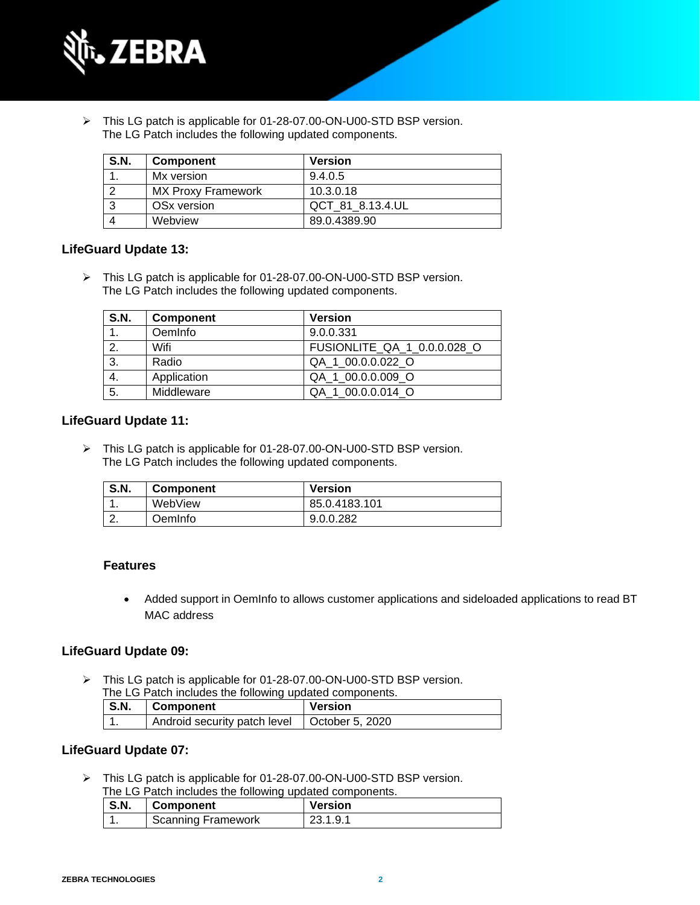- This LG patch is applicable for 01-28-07.00-ON-U00-STD BSP version.
  The LG Patch includes the following updated components.

| S.N. | Component | Version |
|---|---|---|
| 1. | Mx version | 9.4.0.5 |
| 2 | MX Proxy Framework | 10.3.0.18 |
| 3 | OSx version | QCT_81_8.13.4.UL |
| 4 | Webview | 89.0.4389.90 |

### LifeGuard Update 13:

- This LG patch is applicable for 01-28-07.00-ON-U00-STD BSP version.
  The LG Patch includes the following updated components.

| S.N. | Component | Version |
|---|---|---|
| 1. | OemInfo | 9.0.0.331 |
| 2. | Wifi | FUSIONLITE_QA_1_0.0.0.028_O |
| 3. | Radio | QA_1_00.0.0.022_O |
| 4. | Application | QA_1_00.0.0.009_O |
| 5. | Middleware | QA_1_00.0.0.014_O |

### LifeGuard Update 11:

- This LG patch is applicable for 01-28-07.00-ON-U00-STD BSP version.
  The LG Patch includes the following updated components.

| S.N. | Component | Version |
|---|---|---|
| 1. | WebView | 85.0.4183.101 |
| 2. | OemInfo | 9.0.0.282 |

#### Features

- Added support in OemInfo to allows customer applications and sideloaded applications to read BT MAC address

### LifeGuard Update 09:

- This LG patch is applicable for 01-28-07.00-ON-U00-STD BSP version.
  The LG Patch includes the following updated components.

| S.N. | Component | Version |
|---|---|---|
| 1. | Android security patch level | October 5, 2020 |

### LifeGuard Update 07:

- This LG patch is applicable for 01-28-07.00-ON-U00-STD BSP version.
  The LG Patch includes the following updated components.

| S.N. | Component | Version |
|---|---|---|
| 1. | Scanning Framework | 23.1.9.1 |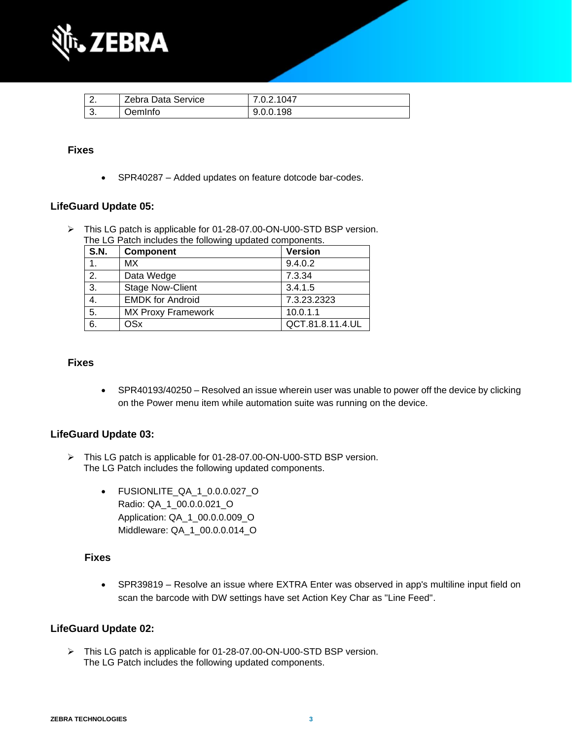| 2. | Zebra Data Service | 7.0.2.1047 |
|---|---|---|
| 3. | OemInfo | 9.0.0.198 |

**Fixes**

- SPR40287 – Added updates on feature dotcode bar-codes.

### LifeGuard Update 05:

➢ This LG patch is applicable for 01-28-07.00-ON-U00-STD BSP version.
The LG Patch includes the following updated components.

| S.N. | Component | Version |
|---|---|---|
| 1. | MX | 9.4.0.2 |
| 2. | Data Wedge | 7.3.34 |
| 3. | Stage Now-Client | 3.4.1.5 |
| 4. | EMDK for Android | 7.3.23.2323 |
| 5. | MX Proxy Framework | 10.0.1.1 |
| 6. | OSx | QCT.81.8.11.4.UL |

**Fixes**

- SPR40193/40250 – Resolved an issue wherein user was unable to power off the device by clicking on the Power menu item while automation suite was running on the device.

### LifeGuard Update 03:

➢ This LG patch is applicable for 01-28-07.00-ON-U00-STD BSP version.
The LG Patch includes the following updated components.

- FUSIONLITE_QA_1_0.0.0.027_O
  Radio: QA_1_00.0.0.021_O
  Application: QA_1_00.0.0.009_O
  Middleware: QA_1_00.0.0.014_O

**Fixes**

- SPR39819 – Resolve an issue where EXTRA Enter was observed in app's multiline input field on scan the barcode with DW settings have set Action Key Char as "Line Feed".

### LifeGuard Update 02:

➢ This LG patch is applicable for 01-28-07.00-ON-U00-STD BSP version.
The LG Patch includes the following updated components.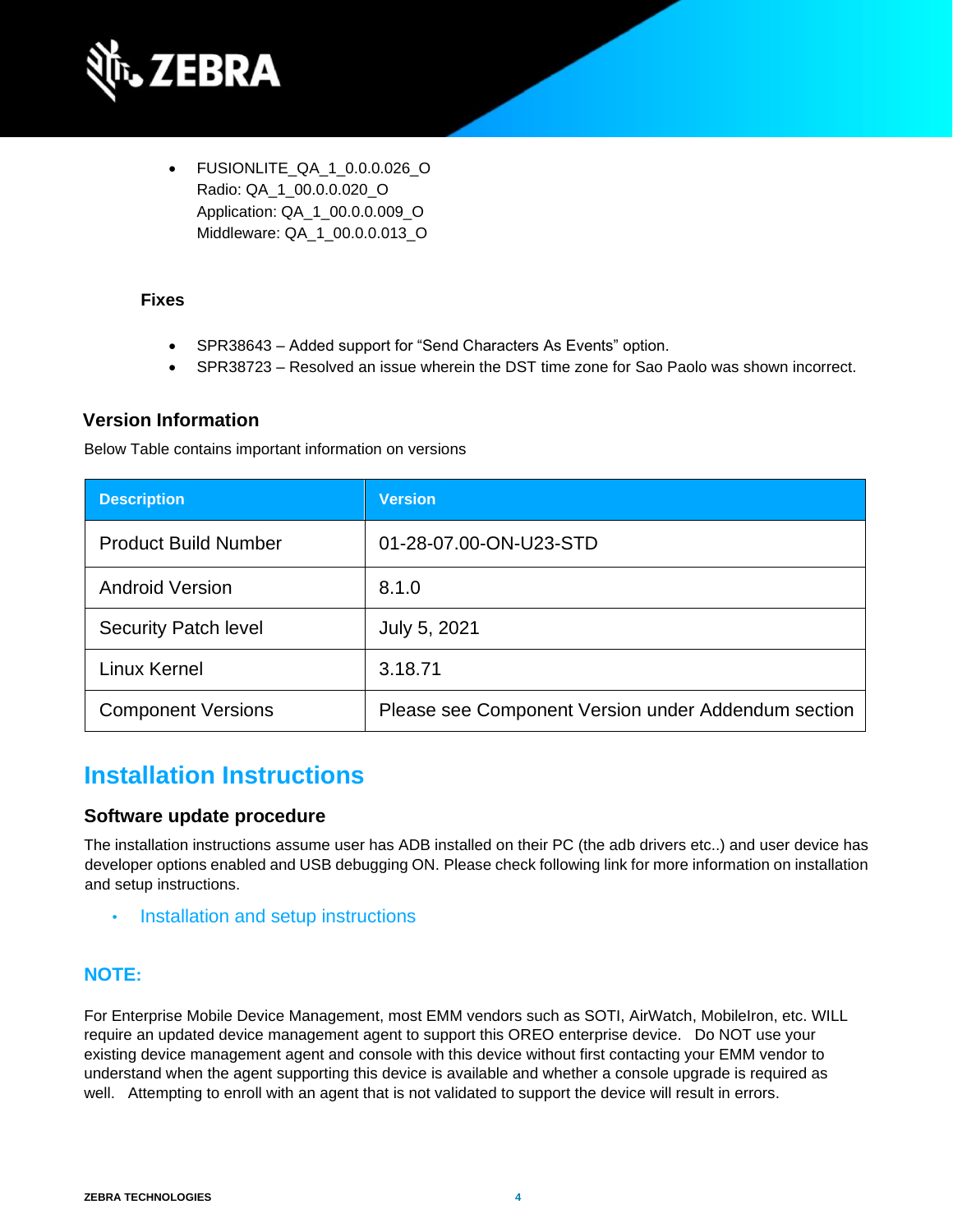- FUSIONLITE_QA_1_0.0.0.026_O
  Radio: QA_1_00.0.0.020_O
  Application: QA_1_00.0.0.009_O
  Middleware: QA_1_00.0.0.013_O

**Fixes**

- SPR38643 – Added support for "Send Characters As Events" option.
- SPR38723 – Resolved an issue wherein the DST time zone for Sao Paolo was shown incorrect.

### Version Information

Below Table contains important information on versions

| Description | Version |
|---|---|
| Product Build Number | 01-28-07.00-ON-U23-STD |
| Android Version | 8.1.0 |
| Security Patch level | July 5, 2021 |
| Linux Kernel | 3.18.71 |
| Component Versions | Please see Component Version under Addendum section |

## Installation Instructions

### Software update procedure

The installation instructions assume user has ADB installed on their PC (the adb drivers etc..) and user device has developer options enabled and USB debugging ON. Please check following link for more information on installation and setup instructions.

- Installation and setup instructions

**NOTE:**

For Enterprise Mobile Device Management, most EMM vendors such as SOTI, AirWatch, MobileIron, etc. WILL require an updated device management agent to support this OREO enterprise device. Do NOT use your existing device management agent and console with this device without first contacting your EMM vendor to understand when the agent supporting this device is available and whether a console upgrade is required as well. Attempting to enroll with an agent that is not validated to support the device will result in errors.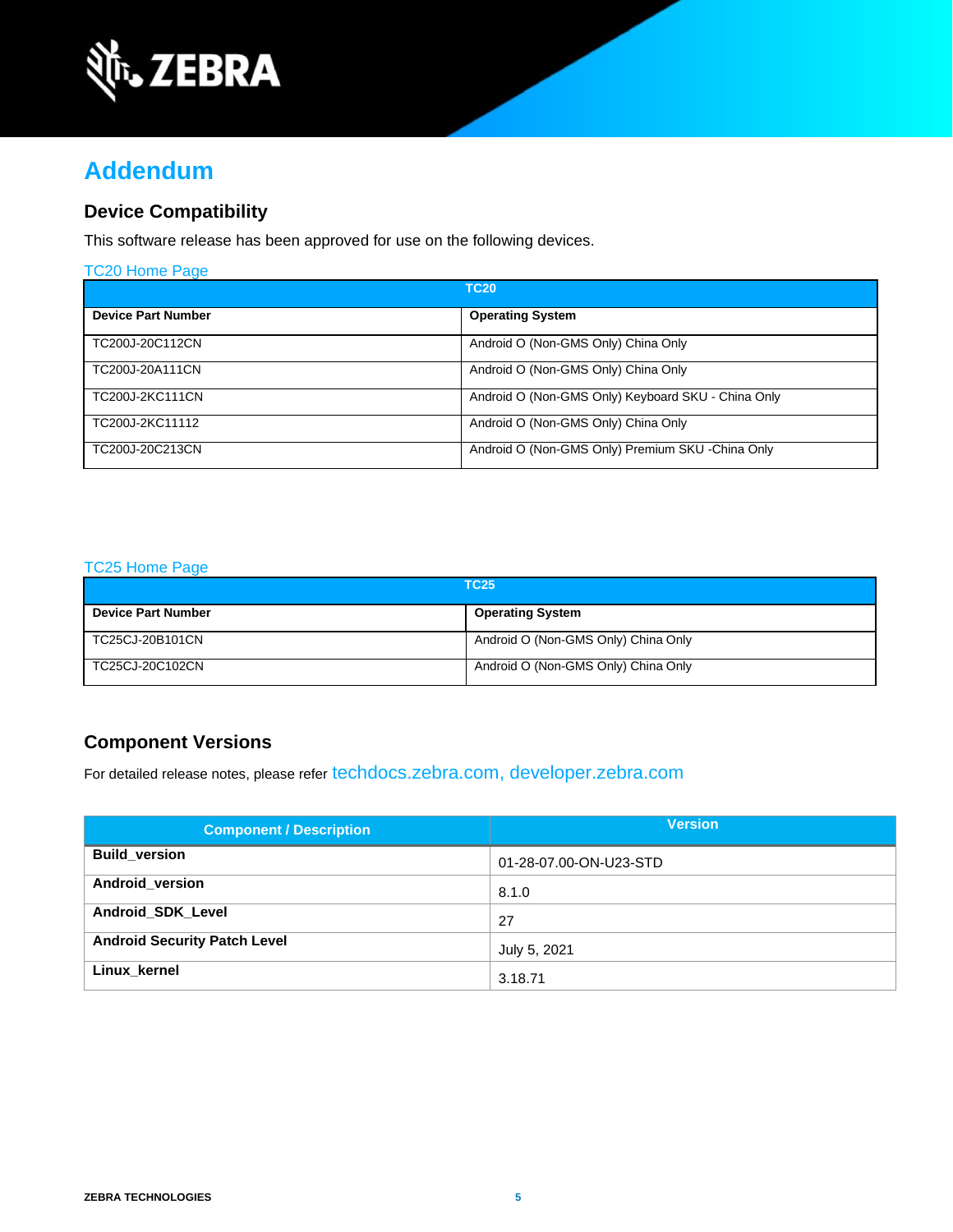# Addendum

## Device Compatibility

This software release has been approved for use on the following devices.

TC20 Home Page

| TC20 | |
|---|---|
| **Device Part Number** | **Operating System** |
| TC200J-20C112CN | Android O (Non-GMS Only) China Only |
| TC200J-20A111CN | Android O (Non-GMS Only) China Only |
| TC200J-2KC111CN | Android O (Non-GMS Only) Keyboard SKU - China Only |
| TC200J-2KC11112 | Android O (Non-GMS Only) China Only |
| TC200J-20C213CN | Android O (Non-GMS Only) Premium SKU -China Only |

TC25 Home Page

| TC25 | |
|---|---|
| **Device Part Number** | **Operating System** |
| TC25CJ-20B101CN | Android O (Non-GMS Only) China Only |
| TC25CJ-20C102CN | Android O (Non-GMS Only) China Only |

## Component Versions

For detailed release notes, please refer techdocs.zebra.com, developer.zebra.com

| Component / Description | Version |
|---|---|
| **Build_version** | 01-28-07.00-ON-U23-STD |
| **Android_version** | 8.1.0 |
| **Android_SDK_Level** | 27 |
| **Android Security Patch Level** | July 5, 2021 |
| **Linux_kernel** | 3.18.71 |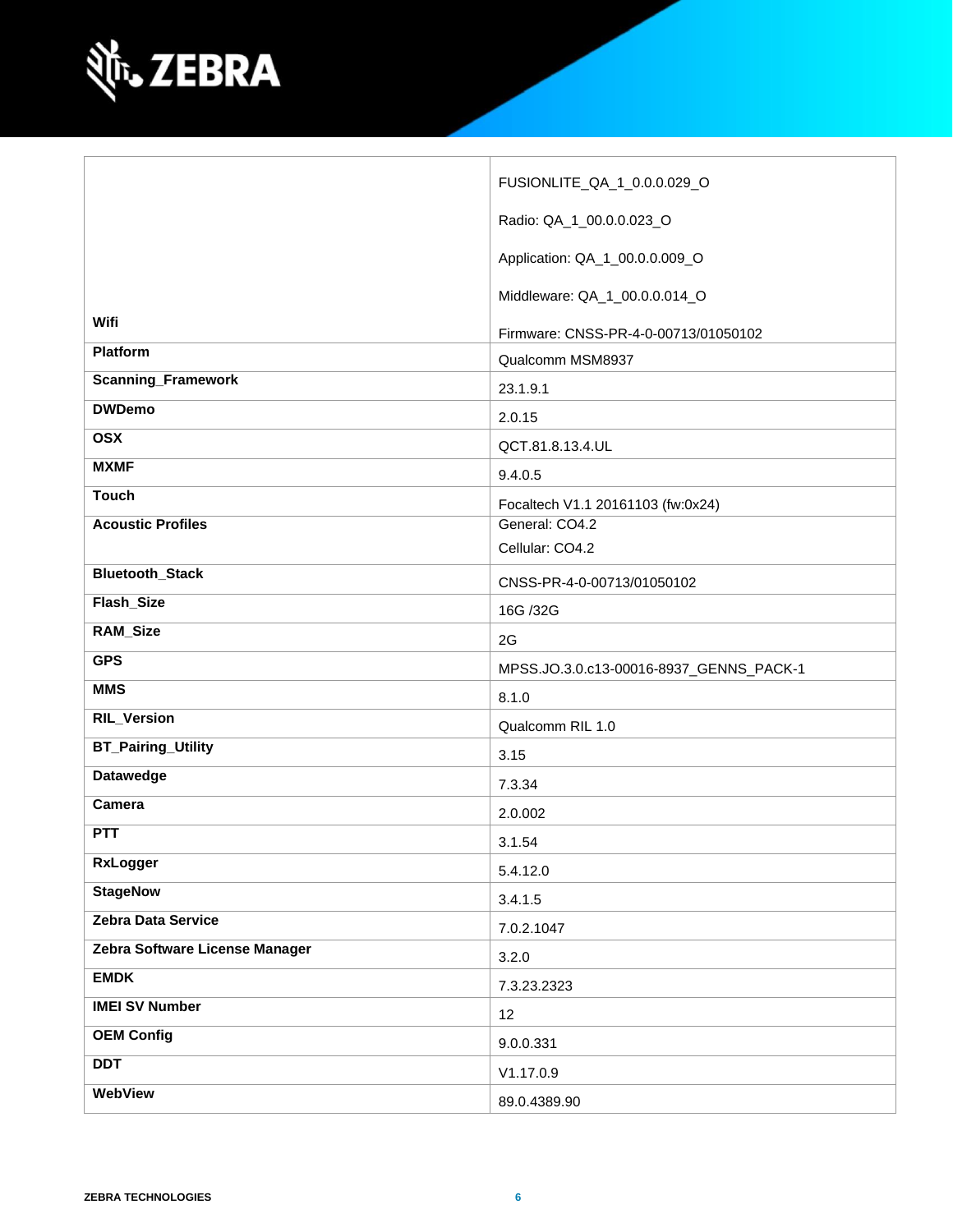| | |
|---|---|
| **Wifi** | FUSIONLITE_QA_1_0.0.0.029_O<br><br>Radio: QA_1_00.0.0.023_O<br><br>Application: QA_1_00.0.0.009_O<br><br>Middleware: QA_1_00.0.0.014_O<br><br>Firmware: CNSS-PR-4-0-00713/01050102 |
| **Platform** | Qualcomm MSM8937 |
| **Scanning_Framework** | 23.1.9.1 |
| **DWDemo** | 2.0.15 |
| **OSX** | QCT.81.8.13.4.UL |
| **MXMF** | 9.4.0.5 |
| **Touch** | Focaltech V1.1 20161103 (fw:0x24) |
| **Acoustic Profiles** | General: CO4.2<br>Cellular: CO4.2 |
| **Bluetooth_Stack** | CNSS-PR-4-0-00713/01050102 |
| **Flash_Size** | 16G /32G |
| **RAM_Size** | 2G |
| **GPS** | MPSS.JO.3.0.c13-00016-8937_GENNS_PACK-1 |
| **MMS** | 8.1.0 |
| **RIL_Version** | Qualcomm RIL 1.0 |
| **BT_Pairing_Utility** | 3.15 |
| **Datawedge** | 7.3.34 |
| **Camera** | 2.0.002 |
| **PTT** | 3.1.54 |
| **RxLogger** | 5.4.12.0 |
| **StageNow** | 3.4.1.5 |
| **Zebra Data Service** | 7.0.2.1047 |
| **Zebra Software License Manager** | 3.2.0 |
| **EMDK** | 7.3.23.2323 |
| **IMEI SV Number** | 12 |
| **OEM Config** | 9.0.0.331 |
| **DDT** | V1.17.0.9 |
| **WebView** | 89.0.4389.90 |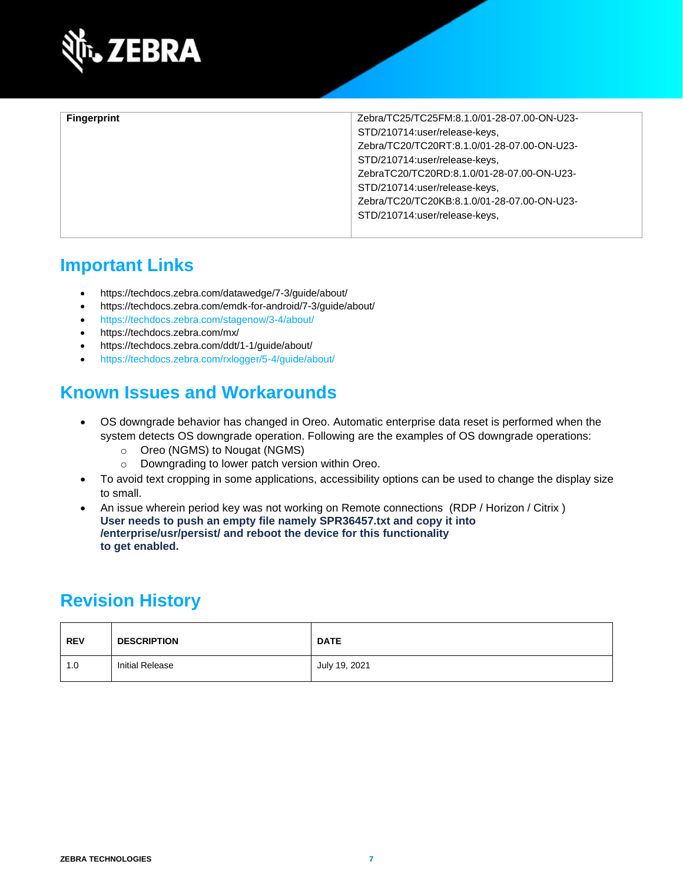| | |
|---|---|
| **Fingerprint** | Zebra/TC25/TC25FM:8.1.0/01-28-07.00-ON-U23-STD/210714:user/release-keys, Zebra/TC20/TC20RT:8.1.0/01-28-07.00-ON-U23-STD/210714:user/release-keys, ZebraTC20/TC20RD:8.1.0/01-28-07.00-ON-U23-STD/210714:user/release-keys, Zebra/TC20/TC20KB:8.1.0/01-28-07.00-ON-U23-STD/210714:user/release-keys, |

## Important Links

- https://techdocs.zebra.com/datawedge/7-3/guide/about/
- https://techdocs.zebra.com/emdk-for-android/7-3/guide/about/
- https://techdocs.zebra.com/stagenow/3-4/about/
- https://techdocs.zebra.com/mx/
- https://techdocs.zebra.com/ddt/1-1/guide/about/
- https://techdocs.zebra.com/rxlogger/5-4/guide/about/

## Known Issues and Workarounds

- OS downgrade behavior has changed in Oreo. Automatic enterprise data reset is performed when the system detects OS downgrade operation. Following are the examples of OS downgrade operations:
  - Oreo (NGMS) to Nougat (NGMS)
  - Downgrading to lower patch version within Oreo.
- To avoid text cropping in some applications, accessibility options can be used to change the display size to small.
- An issue wherein period key was not working on Remote connections (RDP / Horizon / Citrix )
  **User needs to push an empty file namely SPR36457.txt and copy it into /enterprise/usr/persist/ and reboot the device for this functionality to get enabled.**

## Revision History

| REV | DESCRIPTION | DATE |
|---|---|---|
| 1.0 | Initial Release | July 19, 2021 |